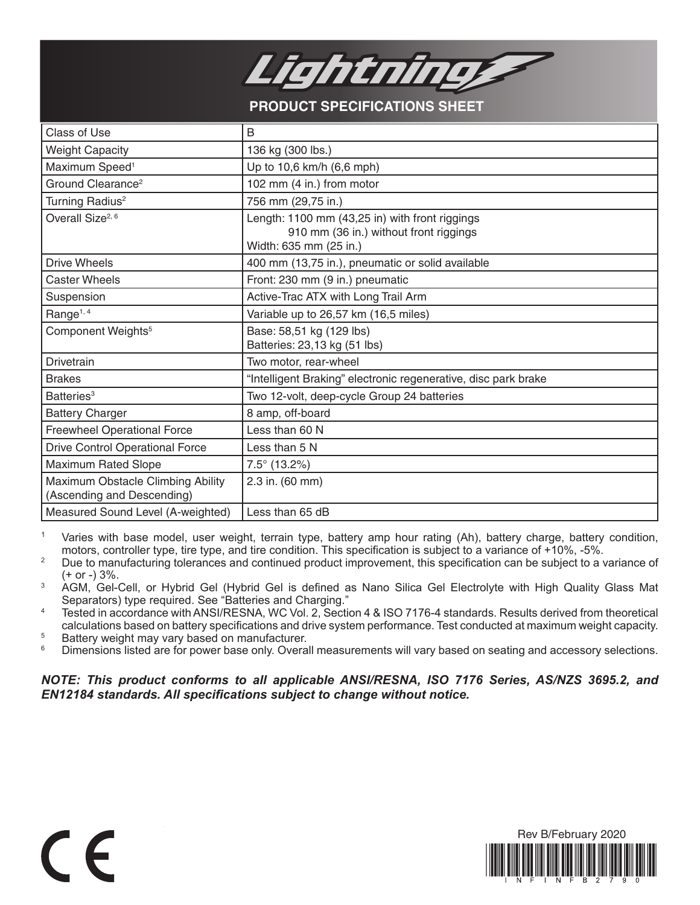# Lightning

## PRODUCT SPECIFICATIONS SHEET

| | |
|---|---|
| Class of Use | B |
| Weight Capacity | 136 kg (300 lbs.) |
| Maximum Speed[1] | Up to 10,6 km/h (6,6 mph) |
| Ground Clearance[2] | 102 mm (4 in.) from motor |
| Turning Radius[2] | 756 mm (29,75 in.) |
| Overall Size[2, 6] | Length: 1100 mm (43,25 in) with front riggings<br>910 mm (36 in.) without front riggings<br>Width: 635 mm (25 in.) |
| Drive Wheels | 400 mm (13,75 in.), pneumatic or solid available |
| Caster Wheels | Front: 230 mm (9 in.) pneumatic |
| Suspension | Active-Trac ATX with Long Trail Arm |
| Range[1, 4] | Variable up to 26,57 km (16,5 miles) |
| Component Weights[5] | Base: 58,51 kg (129 lbs)<br>Batteries: 23,13 kg (51 lbs) |
| Drivetrain | Two motor, rear-wheel |
| Brakes | "Intelligent Braking" electronic regenerative, disc park brake |
| Batteries[3] | Two 12-volt, deep-cycle Group 24 batteries |
| Battery Charger | 8 amp, off-board |
| Freewheel Operational Force | Less than 60 N |
| Drive Control Operational Force | Less than 5 N |
| Maximum Rated Slope | 7.5° (13.2%) |
| Maximum Obstacle Climbing Ability (Ascending and Descending) | 2.3 in. (60 mm) |
| Measured Sound Level (A-weighted) | Less than 65 dB |

[1] Varies with base model, user weight, terrain type, battery amp hour rating (Ah), battery charge, battery condition, motors, controller type, tire type, and tire condition. This specification is subject to a variance of +10%, -5%.

[2] Due to manufacturing tolerances and continued product improvement, this specification can be subject to a variance of (+ or -) 3%.

[3] AGM, Gel-Cell, or Hybrid Gel (Hybrid Gel is defined as Nano Silica Gel Electrolyte with High Quality Glass Mat Separators) type required. See "Batteries and Charging."

[4] Tested in accordance with ANSI/RESNA, WC Vol. 2, Section 4 & ISO 7176-4 standards. Results derived from theoretical calculations based on battery specifications and drive system performance. Test conducted at maximum weight capacity.

[5] Battery weight may vary based on manufacturer.

[6] Dimensions listed are for power base only. Overall measurements will vary based on seating and accessory selections.

***NOTE: This product conforms to all applicable ANSI/RESNA, ISO 7176 Series, AS/NZS 3695.2, and EN12184 standards. All specifications subject to change without notice.***

CE

Rev B/February 2020

INFINFB2790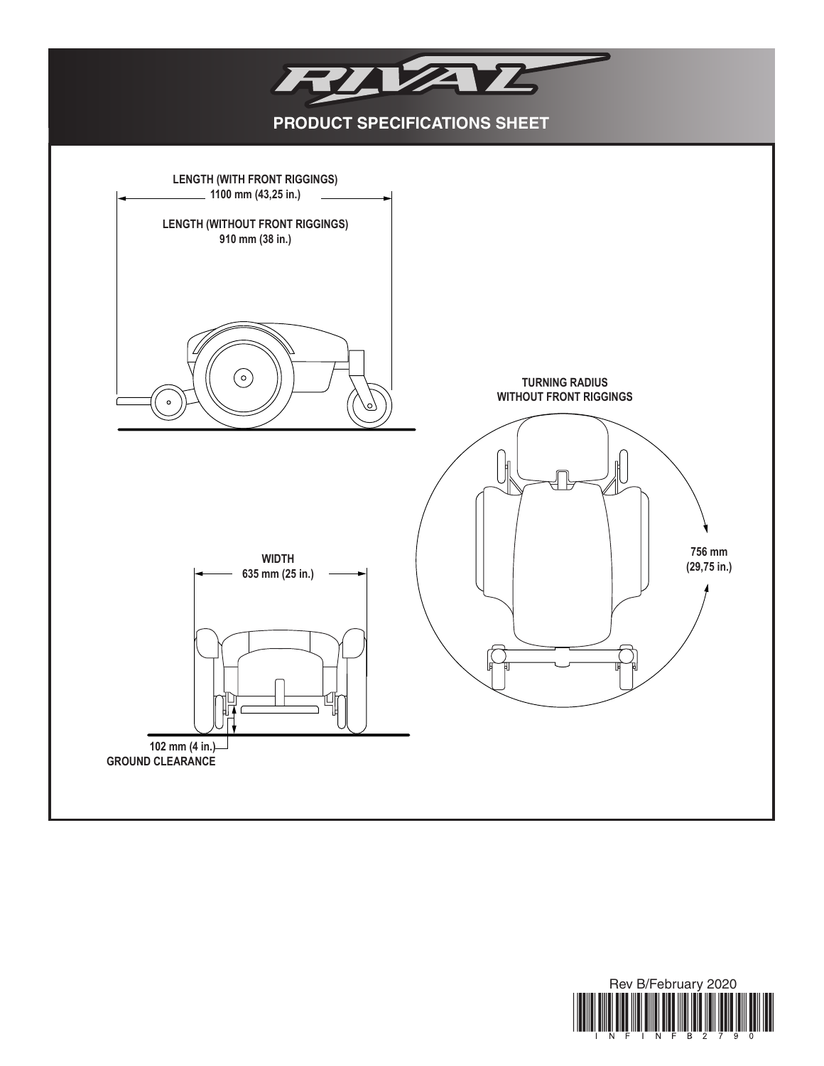# RIVAL

## PRODUCT SPECIFICATIONS SHEET

LENGTH (WITH FRONT RIGGINGS)
1100 mm (43,25 in.)

LENGTH (WITHOUT FRONT RIGGINGS)
910 mm (38 in.)

TURNING RADIUS
WITHOUT FRONT RIGGINGS

756 mm
(29,75 in.)

WIDTH
635 mm (25 in.)

102 mm (4 in.)
GROUND CLEARANCE

Rev B/February 2020

INFINFB2790